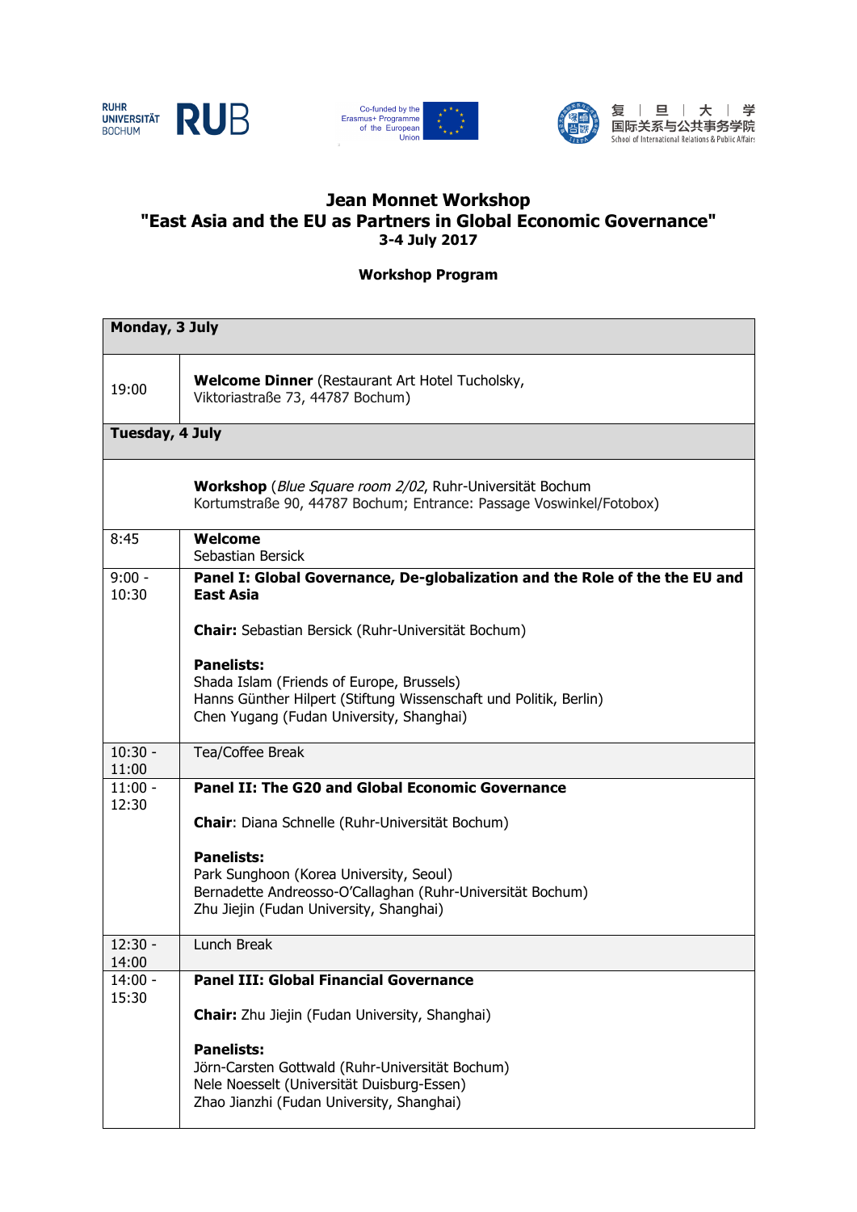RUHR UNIVERSITÄT BOCHUM RUB

Co-funded by the Erasmus+ Programme of the European Union

复 | 旦 | 大 | 学
国际关系与公共事务学院
School of International Relations & Public Affairs

# Jean Monnet Workshop
## "East Asia and the EU as Partners in Global Economic Governance"
### 3-4 July 2017

**Workshop Program**

| **Monday, 3 July** | |
|---|---|
| 19:00 | **Welcome Dinner** (Restaurant Art Hotel Tucholsky, Viktoriastraße 73, 44787 Bochum) |
| **Tuesday, 4 July** | |
| | **Workshop** (*Blue Square room 2/02*, Ruhr-Universität Bochum Kortumstraße 90, 44787 Bochum; Entrance: Passage Voswinkel/Fotobox) |
| 8:45 | **Welcome**<br>Sebastian Bersick |
| 9:00 - 10:30 | **Panel I: Global Governance, De-globalization and the Role of the the EU and East Asia**<br><br>**Chair:** Sebastian Bersick (Ruhr-Universität Bochum)<br><br>**Panelists:**<br>Shada Islam (Friends of Europe, Brussels)<br>Hanns Günther Hilpert (Stiftung Wissenschaft und Politik, Berlin)<br>Chen Yugang (Fudan University, Shanghai) |
| 10:30 - 11:00 | Tea/Coffee Break |
| 11:00 - 12:30 | **Panel II: The G20 and Global Economic Governance**<br><br>**Chair**: Diana Schnelle (Ruhr-Universität Bochum)<br><br>**Panelists:**<br>Park Sunghoon (Korea University, Seoul)<br>Bernadette Andreosso-O'Callaghan (Ruhr-Universität Bochum)<br>Zhu Jiejin (Fudan University, Shanghai) |
| 12:30 - 14:00 | Lunch Break |
| 14:00 - 15:30 | **Panel III: Global Financial Governance**<br><br>**Chair:** Zhu Jiejin (Fudan University, Shanghai)<br><br>**Panelists:**<br>Jörn-Carsten Gottwald (Ruhr-Universität Bochum)<br>Nele Noesselt (Universität Duisburg-Essen)<br>Zhao Jianzhi (Fudan University, Shanghai) |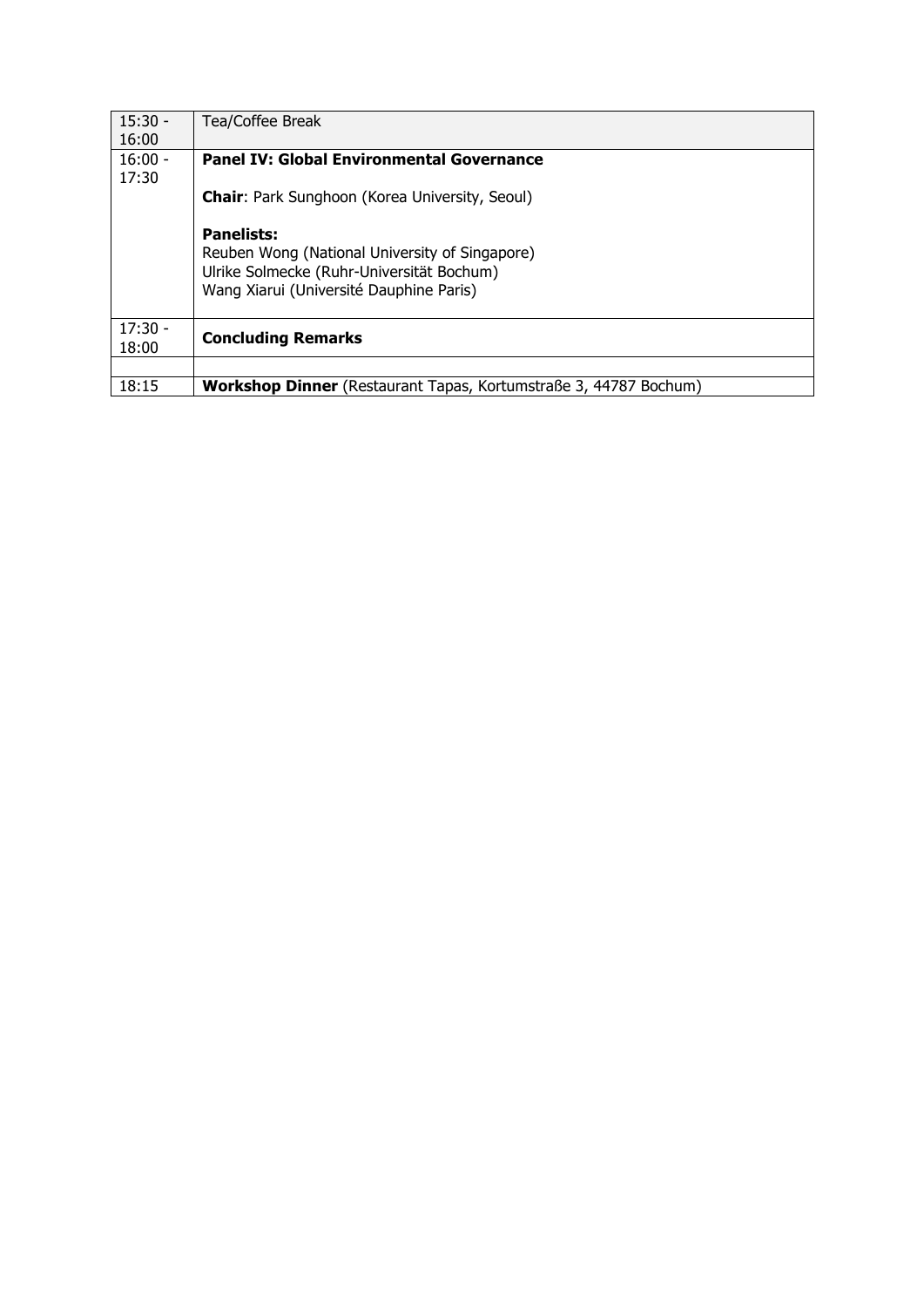| | |
|---|---|
| 15:30 - 16:00 | Tea/Coffee Break |
| 16:00 - 17:30 | **Panel IV: Global Environmental Governance**<br><br>**Chair**: Park Sunghoon (Korea University, Seoul)<br><br>**Panelists:**<br>Reuben Wong (National University of Singapore)<br>Ulrike Solmecke (Ruhr-Universität Bochum)<br>Wang Xiarui (Université Dauphine Paris) |
| 17:30 - 18:00 | **Concluding Remarks** |
| | |
| 18:15 | **Workshop Dinner** (Restaurant Tapas, Kortumstraße 3, 44787 Bochum) |